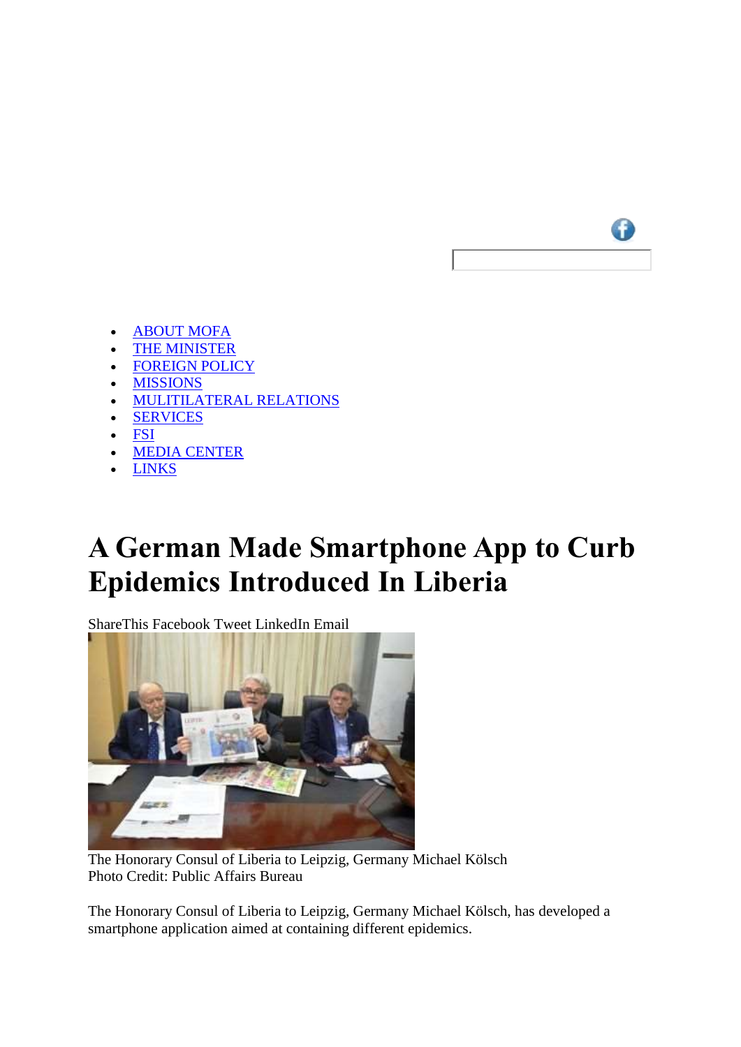- ABOUT MOFA
- THE MINISTER
- FOREIGN POLICY
- MISSIONS
- MULITILATERAL RELATIONS
- SERVICES
- FSI
- MEDIA CENTER
- LINKS

# A German Made Smartphone App to Curb Epidemics Introduced In Liberia

ShareThis Facebook Tweet LinkedIn Email

The Honorary Consul of Liberia to Leipzig, Germany Michael Kölsch
Photo Credit: Public Affairs Bureau

The Honorary Consul of Liberia to Leipzig, Germany Michael Kölsch, has developed a smartphone application aimed at containing different epidemics.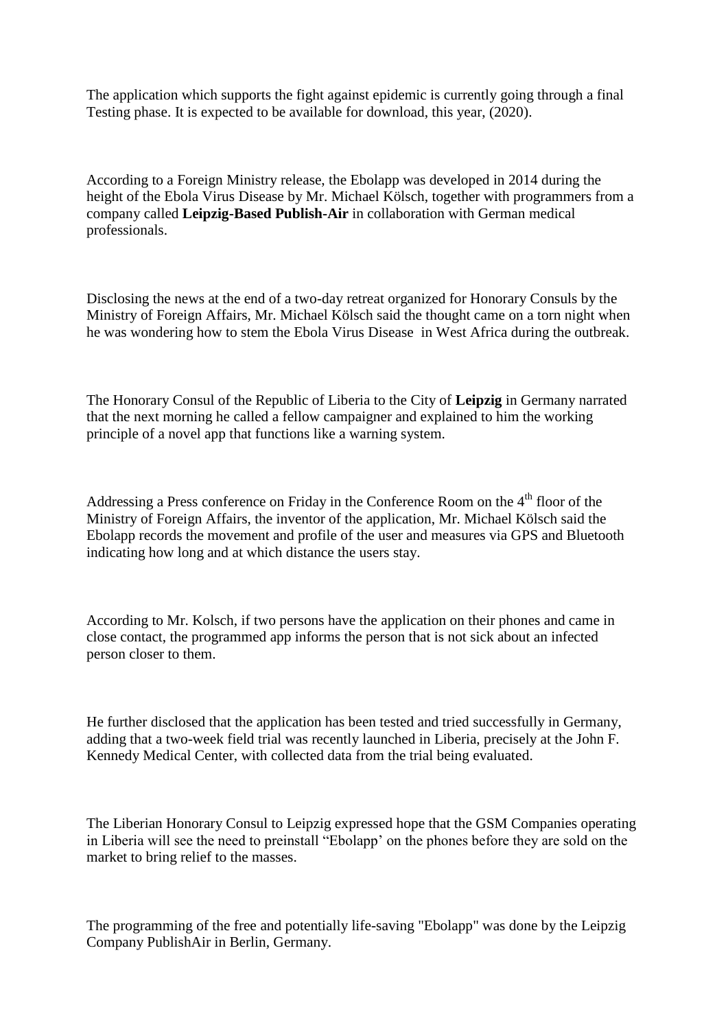The application which supports the fight against epidemic is currently going through a final Testing phase. It is expected to be available for download, this year, (2020).

According to a Foreign Ministry release, the Ebolapp was developed in 2014 during the height of the Ebola Virus Disease by Mr. Michael Kölsch, together with programmers from a company called **Leipzig-Based Publish-Air** in collaboration with German medical professionals.

Disclosing the news at the end of a two-day retreat organized for Honorary Consuls by the Ministry of Foreign Affairs, Mr. Michael Kölsch said the thought came on a torn night when he was wondering how to stem the Ebola Virus Disease in West Africa during the outbreak.

The Honorary Consul of the Republic of Liberia to the City of **Leipzig** in Germany narrated that the next morning he called a fellow campaigner and explained to him the working principle of a novel app that functions like a warning system.

Addressing a Press conference on Friday in the Conference Room on the 4th floor of the Ministry of Foreign Affairs, the inventor of the application, Mr. Michael Kölsch said the Ebolapp records the movement and profile of the user and measures via GPS and Bluetooth indicating how long and at which distance the users stay.

According to Mr. Kolsch, if two persons have the application on their phones and came in close contact, the programmed app informs the person that is not sick about an infected person closer to them.

He further disclosed that the application has been tested and tried successfully in Germany, adding that a two-week field trial was recently launched in Liberia, precisely at the John F. Kennedy Medical Center, with collected data from the trial being evaluated.

The Liberian Honorary Consul to Leipzig expressed hope that the GSM Companies operating in Liberia will see the need to preinstall "Ebolapp' on the phones before they are sold on the market to bring relief to the masses.

The programming of the free and potentially life-saving "Ebolapp" was done by the Leipzig Company PublishAir in Berlin, Germany.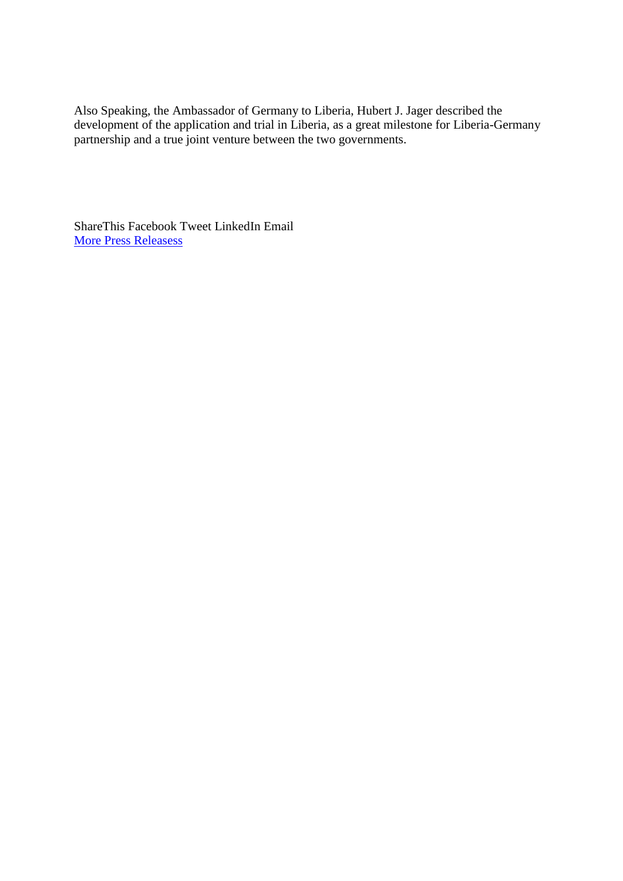Also Speaking, the Ambassador of Germany to Liberia, Hubert J. Jager described the development of the application and trial in Liberia, as a great milestone for Liberia-Germany partnership and a true joint venture between the two governments.

ShareThis Facebook Tweet LinkedIn Email

More Press Releasess